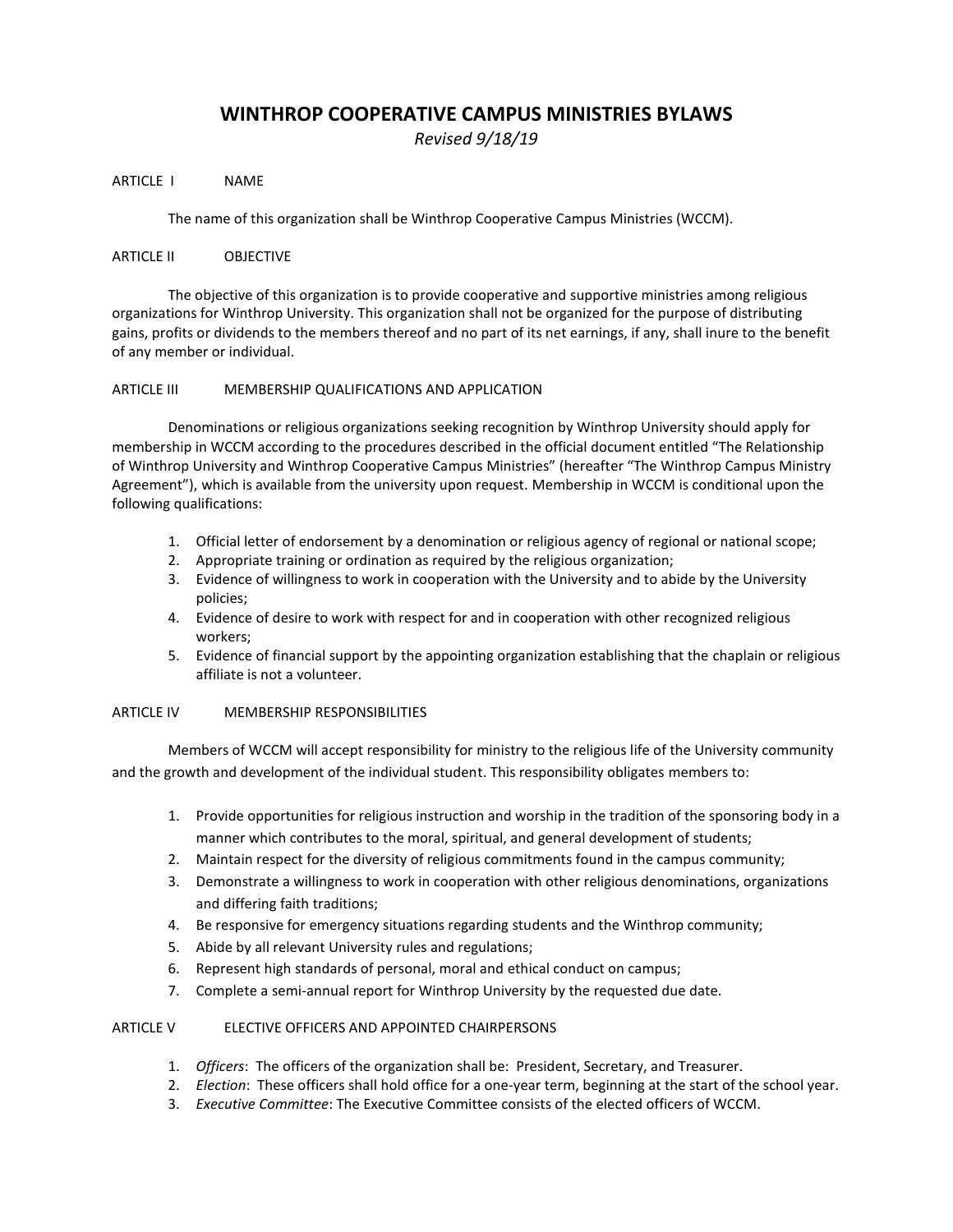# WINTHROP COOPERATIVE CAMPUS MINISTRIES BYLAWS

*Revised 9/18/19*

## ARTICLE I NAME

The name of this organization shall be Winthrop Cooperative Campus Ministries (WCCM).

## ARTICLE II OBJECTIVE

The objective of this organization is to provide cooperative and supportive ministries among religious organizations for Winthrop University. This organization shall not be organized for the purpose of distributing gains, profits or dividends to the members thereof and no part of its net earnings, if any, shall inure to the benefit of any member or individual.

## ARTICLE III MEMBERSHIP QUALIFICATIONS AND APPLICATION

Denominations or religious organizations seeking recognition by Winthrop University should apply for membership in WCCM according to the procedures described in the official document entitled "The Relationship of Winthrop University and Winthrop Cooperative Campus Ministries" (hereafter "The Winthrop Campus Ministry Agreement"), which is available from the university upon request. Membership in WCCM is conditional upon the following qualifications:

1. Official letter of endorsement by a denomination or religious agency of regional or national scope;
2. Appropriate training or ordination as required by the religious organization;
3. Evidence of willingness to work in cooperation with the University and to abide by the University policies;
4. Evidence of desire to work with respect for and in cooperation with other recognized religious workers;
5. Evidence of financial support by the appointing organization establishing that the chaplain or religious affiliate is not a volunteer.

## ARTICLE IV MEMBERSHIP RESPONSIBILITIES

Members of WCCM will accept responsibility for ministry to the religious life of the University community and the growth and development of the individual student. This responsibility obligates members to:

1. Provide opportunities for religious instruction and worship in the tradition of the sponsoring body in a manner which contributes to the moral, spiritual, and general development of students;
2. Maintain respect for the diversity of religious commitments found in the campus community;
3. Demonstrate a willingness to work in cooperation with other religious denominations, organizations and differing faith traditions;
4. Be responsive for emergency situations regarding students and the Winthrop community;
5. Abide by all relevant University rules and regulations;
6. Represent high standards of personal, moral and ethical conduct on campus;
7. Complete a semi-annual report for Winthrop University by the requested due date.

## ARTICLE V ELECTIVE OFFICERS AND APPOINTED CHAIRPERSONS

1. *Officers*: The officers of the organization shall be: President, Secretary, and Treasurer.
2. *Election*: These officers shall hold office for a one-year term, beginning at the start of the school year.
3. *Executive Committee*: The Executive Committee consists of the elected officers of WCCM.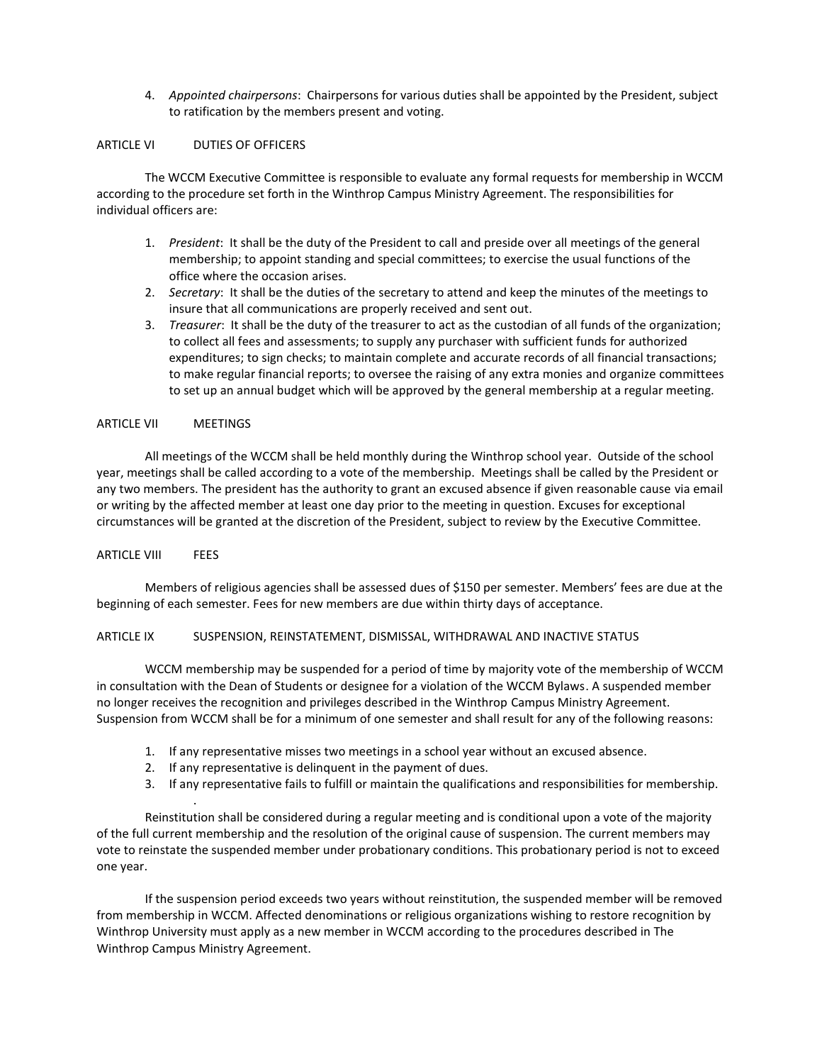4. *Appointed chairpersons*: Chairpersons for various duties shall be appointed by the President, subject to ratification by the members present and voting.

## ARTICLE VI DUTIES OF OFFICERS

The WCCM Executive Committee is responsible to evaluate any formal requests for membership in WCCM according to the procedure set forth in the Winthrop Campus Ministry Agreement. The responsibilities for individual officers are:

1. *President*: It shall be the duty of the President to call and preside over all meetings of the general membership; to appoint standing and special committees; to exercise the usual functions of the office where the occasion arises.
2. *Secretary*: It shall be the duties of the secretary to attend and keep the minutes of the meetings to insure that all communications are properly received and sent out.
3. *Treasurer*: It shall be the duty of the treasurer to act as the custodian of all funds of the organization; to collect all fees and assessments; to supply any purchaser with sufficient funds for authorized expenditures; to sign checks; to maintain complete and accurate records of all financial transactions; to make regular financial reports; to oversee the raising of any extra monies and organize committees to set up an annual budget which will be approved by the general membership at a regular meeting.

## ARTICLE VII MEETINGS

All meetings of the WCCM shall be held monthly during the Winthrop school year. Outside of the school year, meetings shall be called according to a vote of the membership. Meetings shall be called by the President or any two members. The president has the authority to grant an excused absence if given reasonable cause via email or writing by the affected member at least one day prior to the meeting in question. Excuses for exceptional circumstances will be granted at the discretion of the President, subject to review by the Executive Committee.

## ARTICLE VIII FEES

Members of religious agencies shall be assessed dues of $150 per semester. Members' fees are due at the beginning of each semester. Fees for new members are due within thirty days of acceptance.

## ARTICLE IX SUSPENSION, REINSTATEMENT, DISMISSAL, WITHDRAWAL AND INACTIVE STATUS

WCCM membership may be suspended for a period of time by majority vote of the membership of WCCM in consultation with the Dean of Students or designee for a violation of the WCCM Bylaws. A suspended member no longer receives the recognition and privileges described in the Winthrop Campus Ministry Agreement. Suspension from WCCM shall be for a minimum of one semester and shall result for any of the following reasons:

1. If any representative misses two meetings in a school year without an excused absence.
2. If any representative is delinquent in the payment of dues.
3. If any representative fails to fulfill or maintain the qualifications and responsibilities for membership.

Reinstitution shall be considered during a regular meeting and is conditional upon a vote of the majority of the full current membership and the resolution of the original cause of suspension. The current members may vote to reinstate the suspended member under probationary conditions. This probationary period is not to exceed one year.

If the suspension period exceeds two years without reinstitution, the suspended member will be removed from membership in WCCM. Affected denominations or religious organizations wishing to restore recognition by Winthrop University must apply as a new member in WCCM according to the procedures described in The Winthrop Campus Ministry Agreement.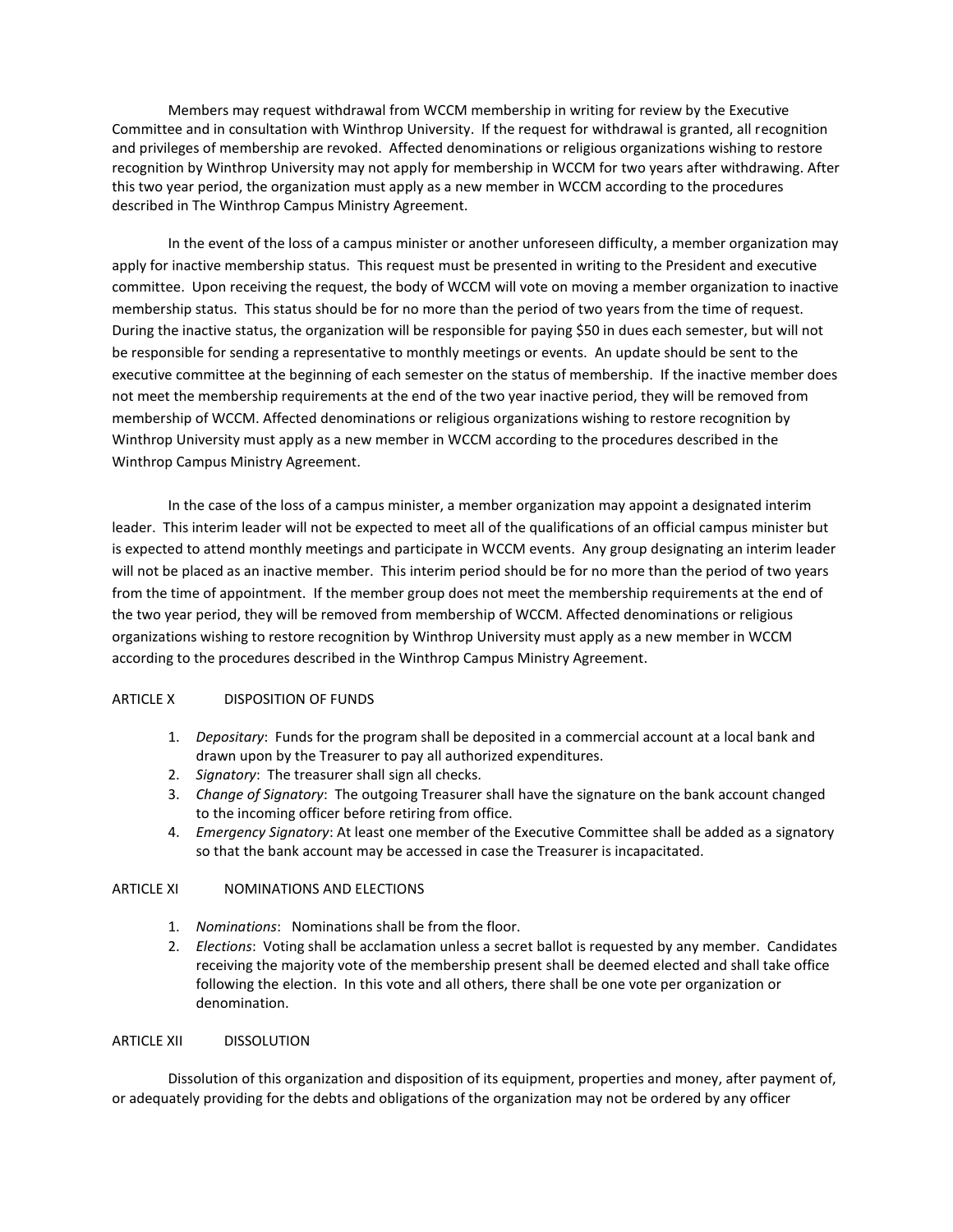Members may request withdrawal from WCCM membership in writing for review by the Executive Committee and in consultation with Winthrop University. If the request for withdrawal is granted, all recognition and privileges of membership are revoked. Affected denominations or religious organizations wishing to restore recognition by Winthrop University may not apply for membership in WCCM for two years after withdrawing. After this two year period, the organization must apply as a new member in WCCM according to the procedures described in The Winthrop Campus Ministry Agreement.

In the event of the loss of a campus minister or another unforeseen difficulty, a member organization may apply for inactive membership status. This request must be presented in writing to the President and executive committee. Upon receiving the request, the body of WCCM will vote on moving a member organization to inactive membership status. This status should be for no more than the period of two years from the time of request. During the inactive status, the organization will be responsible for paying $50 in dues each semester, but will not be responsible for sending a representative to monthly meetings or events. An update should be sent to the executive committee at the beginning of each semester on the status of membership. If the inactive member does not meet the membership requirements at the end of the two year inactive period, they will be removed from membership of WCCM. Affected denominations or religious organizations wishing to restore recognition by Winthrop University must apply as a new member in WCCM according to the procedures described in the Winthrop Campus Ministry Agreement.

In the case of the loss of a campus minister, a member organization may appoint a designated interim leader. This interim leader will not be expected to meet all of the qualifications of an official campus minister but is expected to attend monthly meetings and participate in WCCM events. Any group designating an interim leader will not be placed as an inactive member. This interim period should be for no more than the period of two years from the time of appointment. If the member group does not meet the membership requirements at the end of the two year period, they will be removed from membership of WCCM. Affected denominations or religious organizations wishing to restore recognition by Winthrop University must apply as a new member in WCCM according to the procedures described in the Winthrop Campus Ministry Agreement.

## ARTICLE X DISPOSITION OF FUNDS

1. *Depositary*: Funds for the program shall be deposited in a commercial account at a local bank and drawn upon by the Treasurer to pay all authorized expenditures.
2. *Signatory*: The treasurer shall sign all checks.
3. *Change of Signatory*: The outgoing Treasurer shall have the signature on the bank account changed to the incoming officer before retiring from office.
4. *Emergency Signatory*: At least one member of the Executive Committee shall be added as a signatory so that the bank account may be accessed in case the Treasurer is incapacitated.

## ARTICLE XI NOMINATIONS AND ELECTIONS

1. *Nominations*: Nominations shall be from the floor.
2. *Elections*: Voting shall be acclamation unless a secret ballot is requested by any member. Candidates receiving the majority vote of the membership present shall be deemed elected and shall take office following the election. In this vote and all others, there shall be one vote per organization or denomination.

## ARTICLE XII DISSOLUTION

Dissolution of this organization and disposition of its equipment, properties and money, after payment of, or adequately providing for the debts and obligations of the organization may not be ordered by any officer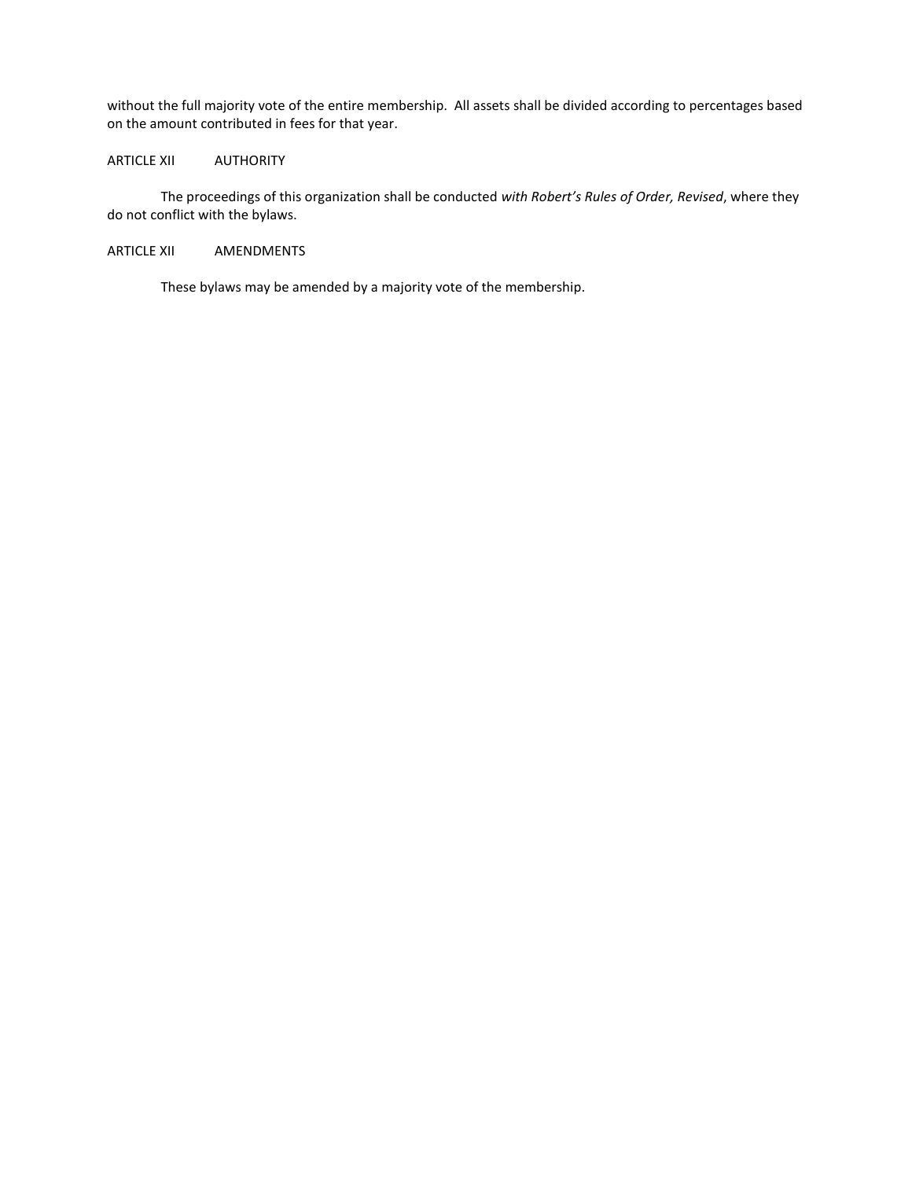without the full majority vote of the entire membership. All assets shall be divided according to percentages based on the amount contributed in fees for that year.

## ARTICLE XII AUTHORITY

The proceedings of this organization shall be conducted *with Robert's Rules of Order, Revised*, where they do not conflict with the bylaws.

## ARTICLE XII AMENDMENTS

These bylaws may be amended by a majority vote of the membership.